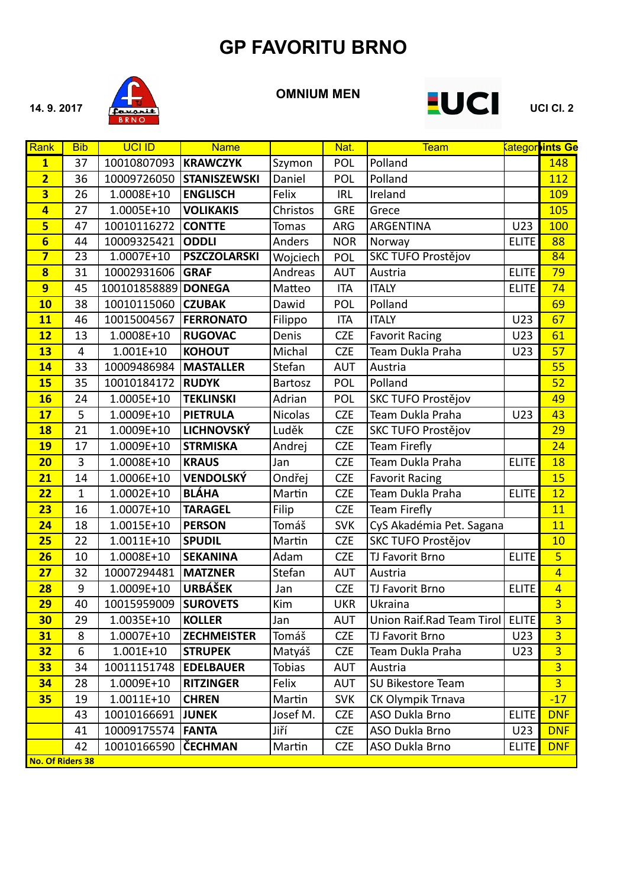# GP FAVORITU BRNO

14. 9. 2017

**OMNIUM MEN**

UCI Cl. 2

| Rank | Bib | UCI ID | Name | | Nat. | Team | Kategor | Points Ge |
|---|---|---|---|---|---|---|---|---|
| **1** | 37 | 10010807093 | **KRAWCZYK** | Szymon | POL | Polland | | 148 |
| **2** | 36 | 10009726050 | **STANISZEWSKI** | Daniel | POL | Polland | | 112 |
| **3** | 26 | 1.0008E+10 | **ENGLISCH** | Felix | IRL | Ireland | | 109 |
| **4** | 27 | 1.0005E+10 | **VOLIKAKIS** | Christos | GRE | Grece | | 105 |
| **5** | 47 | 10010116272 | **CONTTE** | Tomas | ARG | ARGENTINA | U23 | 100 |
| **6** | 44 | 10009325421 | **ODDLI** | Anders | NOR | Norway | ELITE | 88 |
| **7** | 23 | 1.0007E+10 | **PSZCZOLARSKI** | Wojciech | POL | SKC TUFO Prostějov | | 84 |
| **8** | 31 | 10002931606 | **GRAF** | Andreas | AUT | Austria | ELITE | 79 |
| **9** | 45 | 100101858889 | **DONEGA** | Matteo | ITA | ITALY | ELITE | 74 |
| **10** | 38 | 10010115060 | **CZUBAK** | Dawid | POL | Polland | | 69 |
| **11** | 46 | 10015004567 | **FERRONATO** | Filippo | ITA | ITALY | U23 | 67 |
| **12** | 13 | 1.0008E+10 | **RUGOVAC** | Denis | CZE | Favorit Racing | U23 | 61 |
| **13** | 4 | 1.001E+10 | **KOHOUT** | Michal | CZE | Team Dukla Praha | U23 | 57 |
| **14** | 33 | 10009486984 | **MASTALLER** | Stefan | AUT | Austria | | 55 |
| **15** | 35 | 10010184172 | **RUDYK** | Bartosz | POL | Polland | | 52 |
| **16** | 24 | 1.0005E+10 | **TEKLINSKI** | Adrian | POL | SKC TUFO Prostějov | | 49 |
| **17** | 5 | 1.0009E+10 | **PIETRULA** | Nicolas | CZE | Team Dukla Praha | U23 | 43 |
| **18** | 21 | 1.0009E+10 | **LICHNOVSKÝ** | Luděk | CZE | SKC TUFO Prostějov | | 29 |
| **19** | 17 | 1.0009E+10 | **STRMISKA** | Andrej | CZE | Team Firefly | | 24 |
| **20** | 3 | 1.0008E+10 | **KRAUS** | Jan | CZE | Team Dukla Praha | ELITE | 18 |
| **21** | 14 | 1.0006E+10 | **VENDOLSKÝ** | Ondřej | CZE | Favorit Racing | | 15 |
| **22** | 1 | 1.0002E+10 | **BLÁHA** | Martin | CZE | Team Dukla Praha | ELITE | 12 |
| **23** | 16 | 1.0007E+10 | **TARAGEL** | Filip | CZE | Team Firefly | | 11 |
| **24** | 18 | 1.0015E+10 | **PERSON** | Tomáš | SVK | CyS Akadémia Pet. Sagana | | 11 |
| **25** | 22 | 1.0011E+10 | **SPUDIL** | Martin | CZE | SKC TUFO Prostějov | | 10 |
| **26** | 10 | 1.0008E+10 | **SEKANINA** | Adam | CZE | TJ Favorit Brno | ELITE | 5 |
| **27** | 32 | 10007294481 | **MATZNER** | Stefan | AUT | Austria | | 4 |
| **28** | 9 | 1.0009E+10 | **URBÁŠEK** | Jan | CZE | TJ Favorit Brno | ELITE | 4 |
| **29** | 40 | 10015959009 | **SUROVETS** | Kim | UKR | Ukraina | | 3 |
| **30** | 29 | 1.0035E+10 | **KOLLER** | Jan | AUT | Union Raif.Rad Team Tirol | ELITE | 3 |
| **31** | 8 | 1.0007E+10 | **ZECHMEISTER** | Tomáš | CZE | TJ Favorit Brno | U23 | 3 |
| **32** | 6 | 1.001E+10 | **STRUPEK** | Matyáš | CZE | Team Dukla Praha | U23 | 3 |
| **33** | 34 | 10011151748 | **EDELBAUER** | Tobias | AUT | Austria | | 3 |
| **34** | 28 | 1.0009E+10 | **RITZINGER** | Felix | AUT | SU Bikestore Team | | 3 |
| **35** | 19 | 1.0011E+10 | **CHREN** | Martin | SVK | CK Olympik Trnava | | -17 |
| | 43 | 10010166691 | **JUNEK** | Josef M. | CZE | ASO Dukla Brno | ELITE | DNF |
| | 41 | 10009175574 | **FANTA** | Jiří | CZE | ASO Dukla Brno | U23 | DNF |
| | 42 | 10010166590 | **ČECHMAN** | Martin | CZE | ASO Dukla Brno | ELITE | DNF |

**No. Of Riders 38**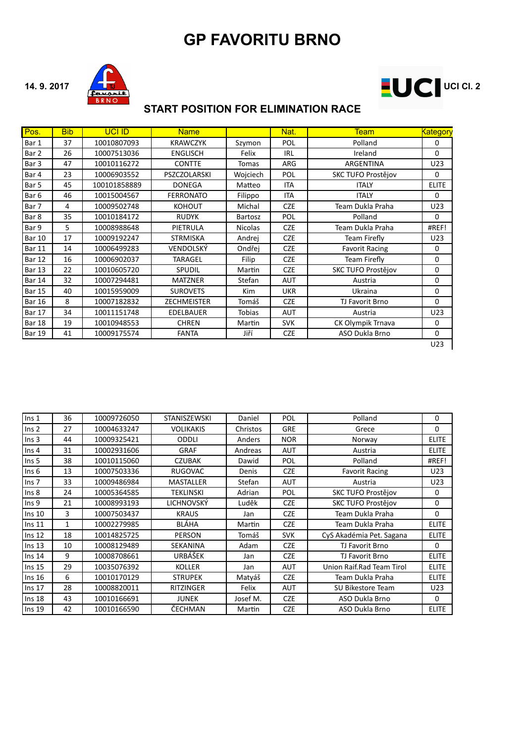# GP FAVORITU BRNO

**14. 9. 2017**

UCI Cl. 2

## START POSITION FOR ELIMINATION RACE

| Pos. | Bib | UCI ID | Name | | Nat. | Team | Kategory |
|---|---|---|---|---|---|---|---|
| Bar 1 | 37 | 10010807093 | KRAWCZYK | Szymon | POL | Polland | 0 |
| Bar 2 | 26 | 10007513036 | ENGLISCH | Felix | IRL | Ireland | 0 |
| Bar 3 | 47 | 10010116272 | CONTTE | Tomas | ARG | ARGENTINA | U23 |
| Bar 4 | 23 | 10006903552 | PSZCZOLARSKI | Wojciech | POL | SKC TUFO Prostějov | 0 |
| Bar 5 | 45 | 100101858889 | DONEGA | Matteo | ITA | ITALY | ELITE |
| Bar 6 | 46 | 10015004567 | FERRONATO | Filippo | ITA | ITALY | 0 |
| Bar 7 | 4 | 10009502748 | KOHOUT | Michal | CZE | Team Dukla Praha | U23 |
| Bar 8 | 35 | 10010184172 | RUDYK | Bartosz | POL | Polland | 0 |
| Bar 9 | 5 | 10008988648 | PIETRULA | Nicolas | CZE | Team Dukla Praha | #REF! |
| Bar 10 | 17 | 10009192247 | STRMISKA | Andrej | CZE | Team Firefly | U23 |
| Bar 11 | 14 | 10006499283 | VENDOLSKÝ | Ondřej | CZE | Favorit Racing | 0 |
| Bar 12 | 16 | 10006902037 | TARAGEL | Filip | CZE | Team Firefly | 0 |
| Bar 13 | 22 | 10010605720 | SPUDIL | Martin | CZE | SKC TUFO Prostějov | 0 |
| Bar 14 | 32 | 10007294481 | MATZNER | Stefan | AUT | Austria | 0 |
| Bar 15 | 40 | 10015959009 | SUROVETS | Kim | UKR | Ukraina | 0 |
| Bar 16 | 8 | 10007182832 | ZECHMEISTER | Tomáš | CZE | TJ Favorit Brno | 0 |
| Bar 17 | 34 | 10011151748 | EDELBAUER | Tobias | AUT | Austria | U23 |
| Bar 18 | 19 | 10010948553 | CHREN | Martin | SVK | CK Olympik Trnava | 0 |
| Bar 19 | 41 | 10009175574 | FANTA | Jiří | CZE | ASO Dukla Brno | 0 |
| | | | | | | | U23 |

| Pos. | Bib | UCI ID | Name | | Nat. | Team | Kategory |
|---|---|---|---|---|---|---|---|
| Ins 1 | 36 | 10009726050 | STANISZEWSKI | Daniel | POL | Polland | 0 |
| Ins 2 | 27 | 10004633247 | VOLIKAKIS | Christos | GRE | Grece | 0 |
| Ins 3 | 44 | 10009325421 | ODDLI | Anders | NOR | Norway | ELITE |
| Ins 4 | 31 | 10002931606 | GRAF | Andreas | AUT | Austria | ELITE |
| Ins 5 | 38 | 10010115060 | CZUBAK | Dawid | POL | Polland | #REF! |
| Ins 6 | 13 | 10007503336 | RUGOVAC | Denis | CZE | Favorit Racing | U23 |
| Ins 7 | 33 | 10009486984 | MASTALLER | Stefan | AUT | Austria | U23 |
| Ins 8 | 24 | 10005364585 | TEKLINSKI | Adrian | POL | SKC TUFO Prostějov | 0 |
| Ins 9 | 21 | 10008993193 | LICHNOVSKÝ | Luděk | CZE | SKC TUFO Prostějov | 0 |
| Ins 10 | 3 | 10007503437 | KRAUS | Jan | CZE | Team Dukla Praha | 0 |
| Ins 11 | 1 | 10002279985 | BLÁHA | Martin | CZE | Team Dukla Praha | ELITE |
| Ins 12 | 18 | 10014825725 | PERSON | Tomáš | SVK | CyS Akadémia Pet. Sagana | ELITE |
| Ins 13 | 10 | 10008129489 | SEKANINA | Adam | CZE | TJ Favorit Brno | 0 |
| Ins 14 | 9 | 10008708661 | URBÁŠEK | Jan | CZE | TJ Favorit Brno | ELITE |
| Ins 15 | 29 | 10035076392 | KOLLER | Jan | AUT | Union Raif.Rad Team Tirol | ELITE |
| Ins 16 | 6 | 10010170129 | STRUPEK | Matyáš | CZE | Team Dukla Praha | ELITE |
| Ins 17 | 28 | 10008820011 | RITZINGER | Felix | AUT | SU Bikestore Team | U23 |
| Ins 18 | 43 | 10010166691 | JUNEK | Josef M. | CZE | ASO Dukla Brno | 0 |
| Ins 19 | 42 | 10010166590 | ČECHMAN | Martin | CZE | ASO Dukla Brno | ELITE |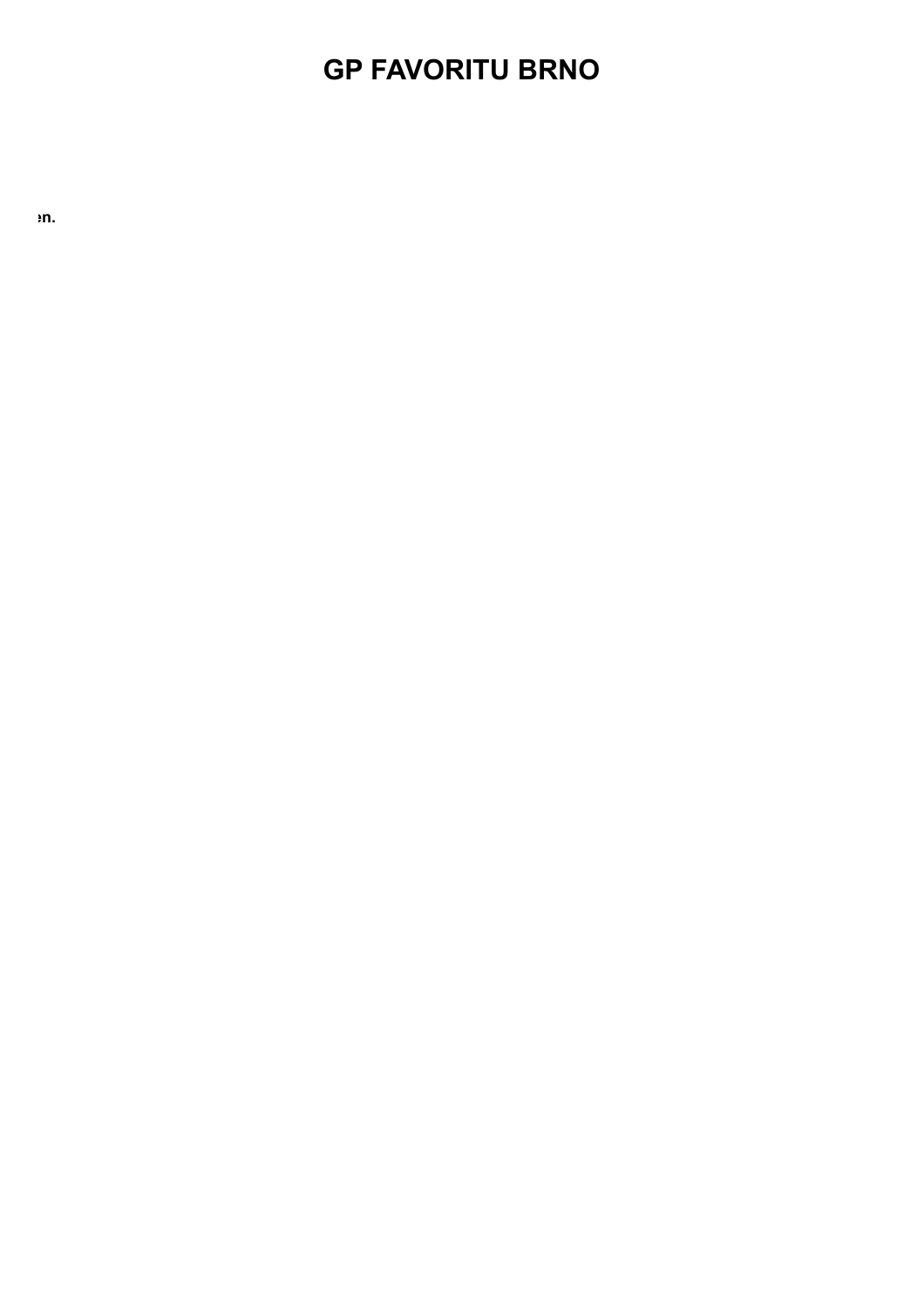# GP FAVORITU BRNO

en.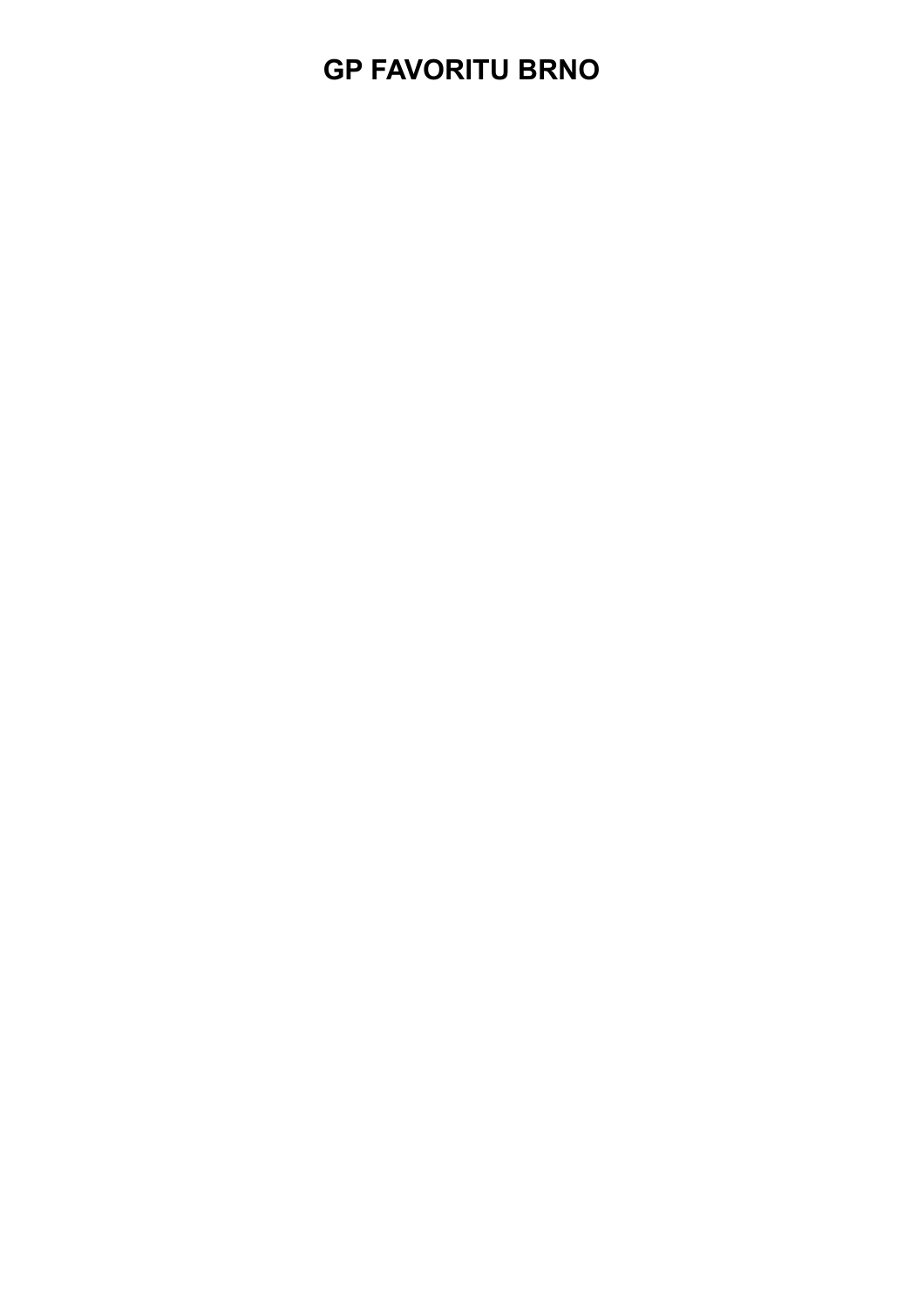# GP FAVORITU BRNO